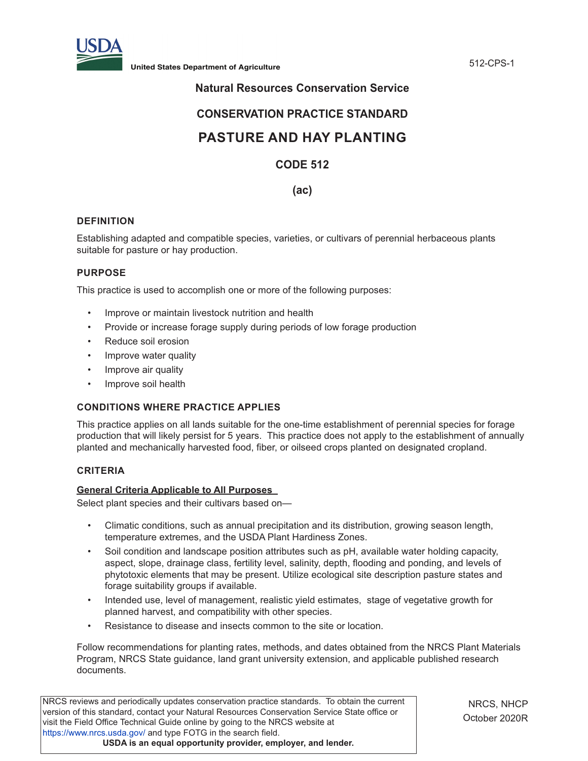# Natural Resources Conservation Service

## CONSERVATION PRACTICE STANDARD

# PASTURE AND HAY PLANTING

## CODE 512

## (ac)

### DEFINITION

Establishing adapted and compatible species, varieties, or cultivars of perennial herbaceous plants suitable for pasture or hay production.

### PURPOSE

This practice is used to accomplish one or more of the following purposes:

- Improve or maintain livestock nutrition and health
- Provide or increase forage supply during periods of low forage production
- Reduce soil erosion
- Improve water quality
- Improve air quality
- Improve soil health

### CONDITIONS WHERE PRACTICE APPLIES

This practice applies on all lands suitable for the one-time establishment of perennial species for forage production that will likely persist for 5 years. This practice does not apply to the establishment of annually planted and mechanically harvested food, fiber, or oilseed crops planted on designated cropland.

### CRITERIA

**General Criteria Applicable to All Purposes**

Select plant species and their cultivars based on—

- Climatic conditions, such as annual precipitation and its distribution, growing season length, temperature extremes, and the USDA Plant Hardiness Zones.
- Soil condition and landscape position attributes such as pH, available water holding capacity, aspect, slope, drainage class, fertility level, salinity, depth, flooding and ponding, and levels of phytotoxic elements that may be present. Utilize ecological site description pasture states and forage suitability groups if available.
- Intended use, level of management, realistic yield estimates, stage of vegetative growth for planned harvest, and compatibility with other species.
- Resistance to disease and insects common to the site or location.

Follow recommendations for planting rates, methods, and dates obtained from the NRCS Plant Materials Program, NRCS State guidance, land grant university extension, and applicable published research documents.

NRCS reviews and periodically updates conservation practice standards. To obtain the current version of this standard, contact your Natural Resources Conservation Service State office or visit the Field Office Technical Guide online by going to the NRCS website at https://www.nrcs.usda.gov/ and type FOTG in the search field.
**USDA is an equal opportunity provider, employer, and lender.**

NRCS, NHCP
October 2020R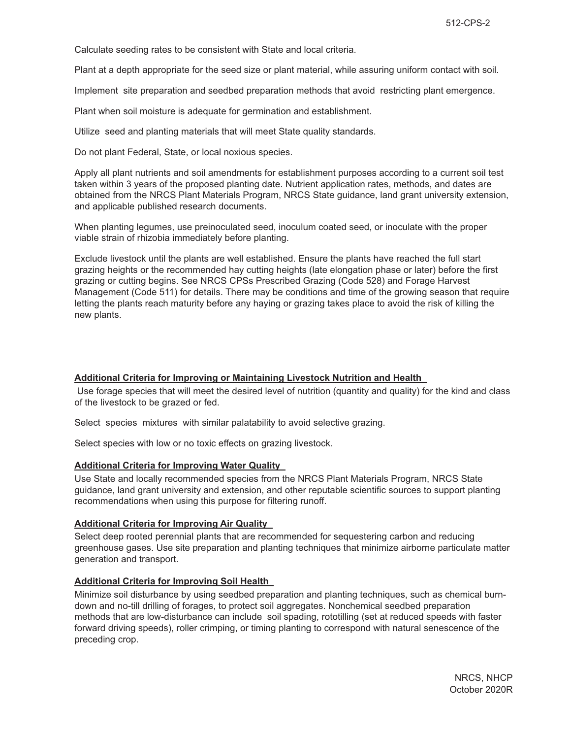Calculate seeding rates to be consistent with State and local criteria.

Plant at a depth appropriate for the seed size or plant material, while assuring uniform contact with soil.

Implement site preparation and seedbed preparation methods that avoid restricting plant emergence.

Plant when soil moisture is adequate for germination and establishment.

Utilize seed and planting materials that will meet State quality standards.

Do not plant Federal, State, or local noxious species.

Apply all plant nutrients and soil amendments for establishment purposes according to a current soil test taken within 3 years of the proposed planting date. Nutrient application rates, methods, and dates are obtained from the NRCS Plant Materials Program, NRCS State guidance, land grant university extension, and applicable published research documents.

When planting legumes, use preinoculated seed, inoculum coated seed, or inoculate with the proper viable strain of rhizobia immediately before planting.

Exclude livestock until the plants are well established. Ensure the plants have reached the full start grazing heights or the recommended hay cutting heights (late elongation phase or later) before the first grazing or cutting begins. See NRCS CPSs Prescribed Grazing (Code 528) and Forage Harvest Management (Code 511) for details. There may be conditions and time of the growing season that require letting the plants reach maturity before any haying or grazing takes place to avoid the risk of killing the new plants.

### Additional Criteria for Improving or Maintaining Livestock Nutrition and Health

Use forage species that will meet the desired level of nutrition (quantity and quality) for the kind and class of the livestock to be grazed or fed.

Select species mixtures with similar palatability to avoid selective grazing.

Select species with low or no toxic effects on grazing livestock.

### Additional Criteria for Improving Water Quality

Use State and locally recommended species from the NRCS Plant Materials Program, NRCS State guidance, land grant university and extension, and other reputable scientific sources to support planting recommendations when using this purpose for filtering runoff.

### Additional Criteria for Improving Air Quality

Select deep rooted perennial plants that are recommended for sequestering carbon and reducing greenhouse gases. Use site preparation and planting techniques that minimize airborne particulate matter generation and transport.

### Additional Criteria for Improving Soil Health

Minimize soil disturbance by using seedbed preparation and planting techniques, such as chemical burn-down and no-till drilling of forages, to protect soil aggregates. Nonchemical seedbed preparation methods that are low-disturbance can include soil spading, rototilling (set at reduced speeds with faster forward driving speeds), roller crimping, or timing planting to correspond with natural senescence of the preceding crop.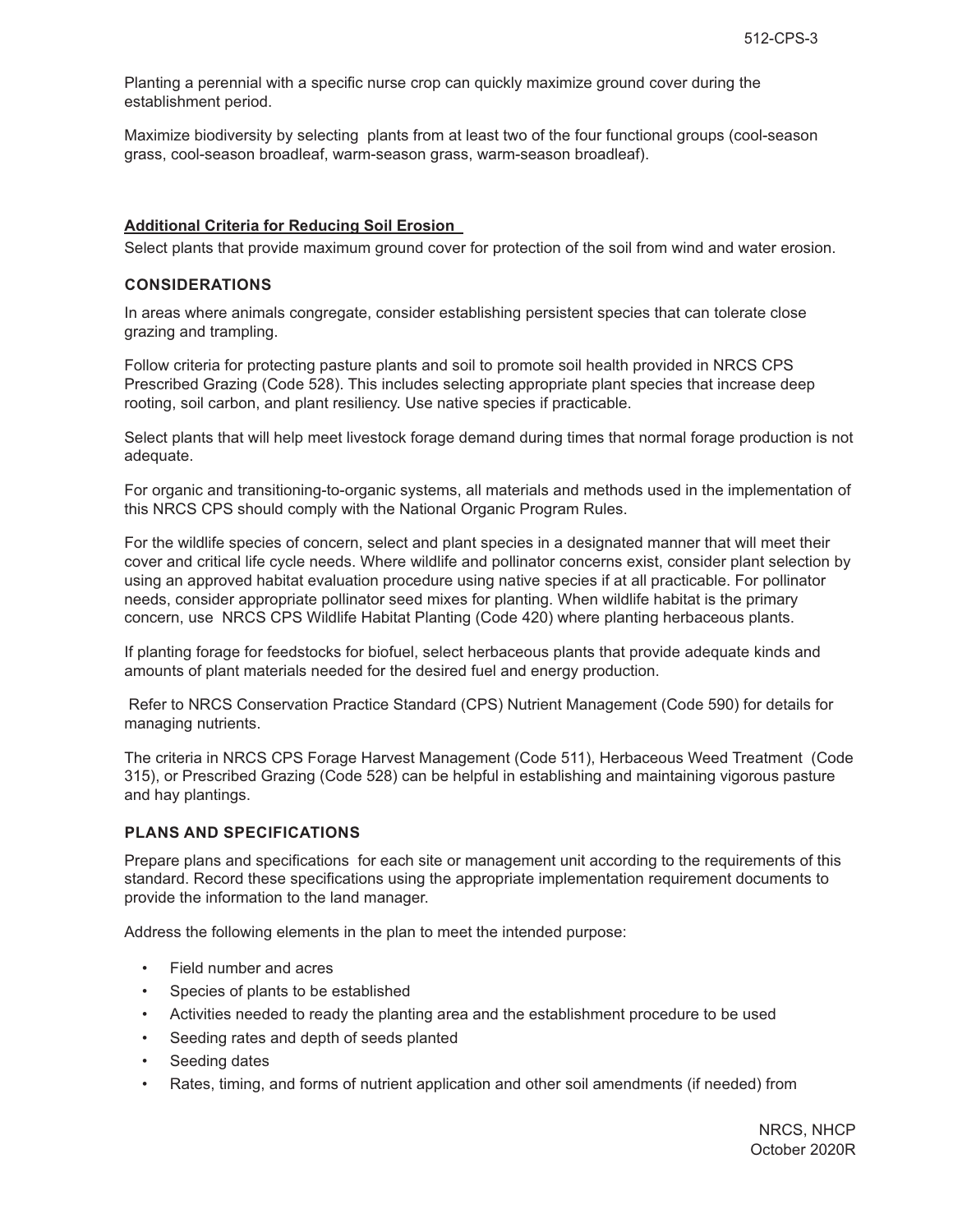Planting a perennial with a specific nurse crop can quickly maximize ground cover during the establishment period.

Maximize biodiversity by selecting plants from at least two of the four functional groups (cool-season grass, cool-season broadleaf, warm-season grass, warm-season broadleaf).

**Additional Criteria for Reducing Soil Erosion**

Select plants that provide maximum ground cover for protection of the soil from wind and water erosion.

## CONSIDERATIONS

In areas where animals congregate, consider establishing persistent species that can tolerate close grazing and trampling.

Follow criteria for protecting pasture plants and soil to promote soil health provided in NRCS CPS Prescribed Grazing (Code 528). This includes selecting appropriate plant species that increase deep rooting, soil carbon, and plant resiliency. Use native species if practicable.

Select plants that will help meet livestock forage demand during times that normal forage production is not adequate.

For organic and transitioning-to-organic systems, all materials and methods used in the implementation of this NRCS CPS should comply with the National Organic Program Rules.

For the wildlife species of concern, select and plant species in a designated manner that will meet their cover and critical life cycle needs. Where wildlife and pollinator concerns exist, consider plant selection by using an approved habitat evaluation procedure using native species if at all practicable. For pollinator needs, consider appropriate pollinator seed mixes for planting. When wildlife habitat is the primary concern, use NRCS CPS Wildlife Habitat Planting (Code 420) where planting herbaceous plants.

If planting forage for feedstocks for biofuel, select herbaceous plants that provide adequate kinds and amounts of plant materials needed for the desired fuel and energy production.

Refer to NRCS Conservation Practice Standard (CPS) Nutrient Management (Code 590) for details for managing nutrients.

The criteria in NRCS CPS Forage Harvest Management (Code 511), Herbaceous Weed Treatment (Code 315), or Prescribed Grazing (Code 528) can be helpful in establishing and maintaining vigorous pasture and hay plantings.

## PLANS AND SPECIFICATIONS

Prepare plans and specifications for each site or management unit according to the requirements of this standard. Record these specifications using the appropriate implementation requirement documents to provide the information to the land manager.

Address the following elements in the plan to meet the intended purpose:

- Field number and acres
- Species of plants to be established
- Activities needed to ready the planting area and the establishment procedure to be used
- Seeding rates and depth of seeds planted
- Seeding dates
- Rates, timing, and forms of nutrient application and other soil amendments (if needed) from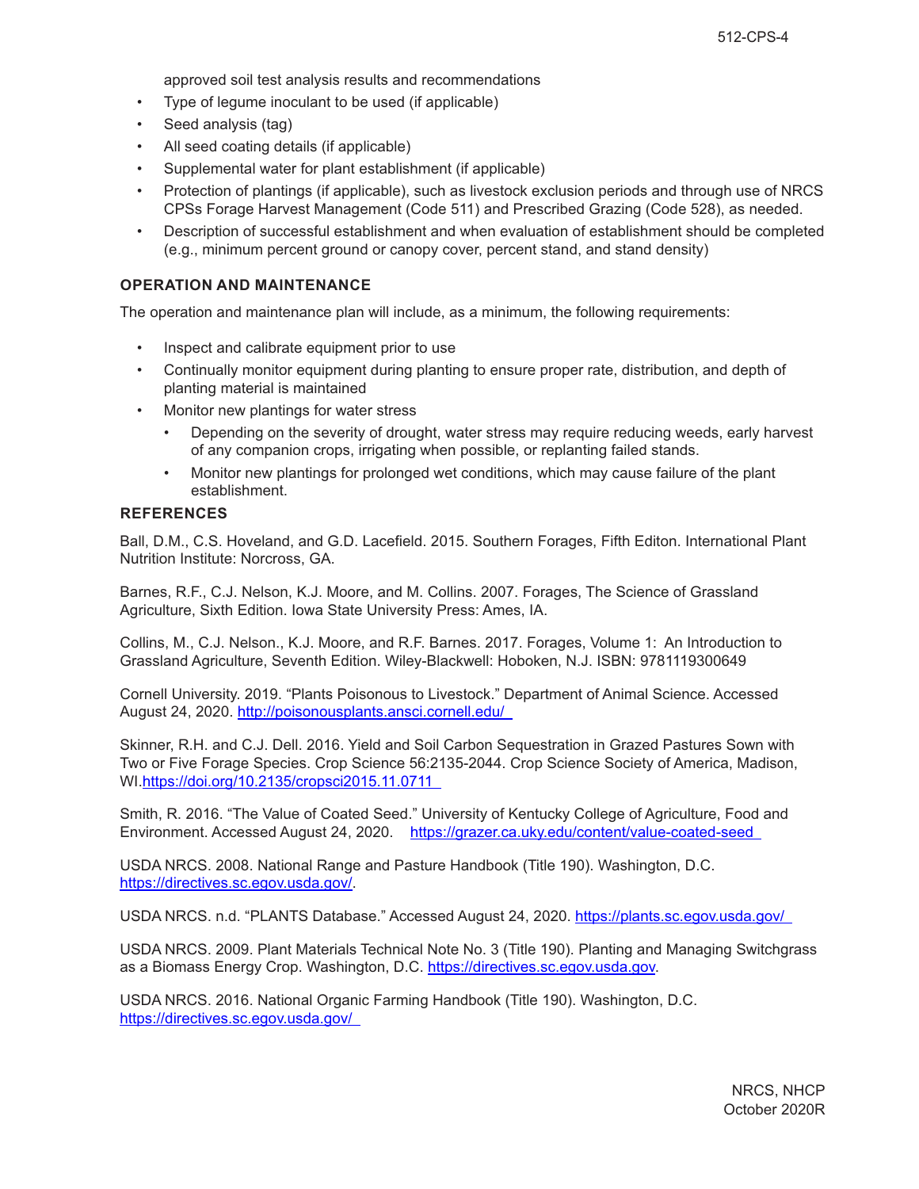approved soil test analysis results and recommendations

- Type of legume inoculant to be used (if applicable)
- Seed analysis (tag)
- All seed coating details (if applicable)
- Supplemental water for plant establishment (if applicable)
- Protection of plantings (if applicable), such as livestock exclusion periods and through use of NRCS CPSs Forage Harvest Management (Code 511) and Prescribed Grazing (Code 528), as needed.
- Description of successful establishment and when evaluation of establishment should be completed (e.g., minimum percent ground or canopy cover, percent stand, and stand density)

## OPERATION AND MAINTENANCE

The operation and maintenance plan will include, as a minimum, the following requirements:

- Inspect and calibrate equipment prior to use
- Continually monitor equipment during planting to ensure proper rate, distribution, and depth of planting material is maintained
- Monitor new plantings for water stress
  - Depending on the severity of drought, water stress may require reducing weeds, early harvest of any companion crops, irrigating when possible, or replanting failed stands.
  - Monitor new plantings for prolonged wet conditions, which may cause failure of the plant establishment.

## REFERENCES

Ball, D.M., C.S. Hoveland, and G.D. Lacefield. 2015. Southern Forages, Fifth Editon. International Plant Nutrition Institute: Norcross, GA.

Barnes, R.F., C.J. Nelson, K.J. Moore, and M. Collins. 2007. Forages, The Science of Grassland Agriculture, Sixth Edition. Iowa State University Press: Ames, IA.

Collins, M., C.J. Nelson., K.J. Moore, and R.F. Barnes. 2017. Forages, Volume 1: An Introduction to Grassland Agriculture, Seventh Edition. Wiley-Blackwell: Hoboken, N.J. ISBN: 9781119300649

Cornell University. 2019. "Plants Poisonous to Livestock." Department of Animal Science. Accessed August 24, 2020. http://poisonousplants.ansci.cornell.edu/

Skinner, R.H. and C.J. Dell. 2016. Yield and Soil Carbon Sequestration in Grazed Pastures Sown with Two or Five Forage Species. Crop Science 56:2135-2044. Crop Science Society of America, Madison, WI.https://doi.org/10.2135/cropsci2015.11.0711

Smith, R. 2016. "The Value of Coated Seed." University of Kentucky College of Agriculture, Food and Environment. Accessed August 24, 2020. https://grazer.ca.uky.edu/content/value-coated-seed

USDA NRCS. 2008. National Range and Pasture Handbook (Title 190). Washington, D.C. https://directives.sc.egov.usda.gov/.

USDA NRCS. n.d. "PLANTS Database." Accessed August 24, 2020. https://plants.sc.egov.usda.gov/

USDA NRCS. 2009. Plant Materials Technical Note No. 3 (Title 190). Planting and Managing Switchgrass as a Biomass Energy Crop. Washington, D.C. https://directives.sc.egov.usda.gov.

USDA NRCS. 2016. National Organic Farming Handbook (Title 190). Washington, D.C. https://directives.sc.egov.usda.gov/